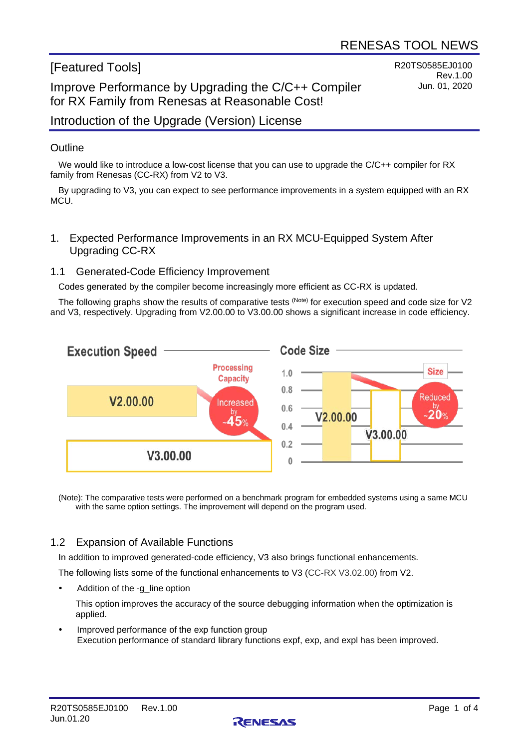# [Featured Tools]

R20TS0585EJ0100
Rev.1.00
Jun. 01, 2020

## Improve Performance by Upgrading the C/C++ Compiler for RX Family from Renesas at Reasonable Cost!

## Introduction of the Upgrade (Version) License

### Outline

We would like to introduce a low-cost license that you can use to upgrade the C/C++ compiler for RX family from Renesas (CC-RX) from V2 to V3.

By upgrading to V3, you can expect to see performance improvements in a system equipped with an RX MCU.

### 1. Expected Performance Improvements in an RX MCU-Equipped System After Upgrading CC-RX

#### 1.1 Generated-Code Efficiency Improvement

Codes generated by the compiler become increasingly more efficient as CC-RX is updated.

The following graphs show the results of comparative tests (Note) for execution speed and code size for V2 and V3, respectively. Upgrading from V2.00.00 to V3.00.00 shows a significant increase in code efficiency.

Execution Speed: V2.00.00 → V3.00.00 — Processing Capacity Increased by ~45%

Code Size: V2.00.00 → V3.00.00 — Size Reduced by ~20%

(Note): The comparative tests were performed on a benchmark program for embedded systems using a same MCU with the same option settings. The improvement will depend on the program used.

#### 1.2 Expansion of Available Functions

In addition to improved generated-code efficiency, V3 also brings functional enhancements.

The following lists some of the functional enhancements to V3 (CC-RX V3.02.00) from V2.

- Addition of the -g_line option

  This option improves the accuracy of the source debugging information when the optimization is applied.

- Improved performance of the exp function group
  Execution performance of standard library functions expf, exp, and expl has been improved.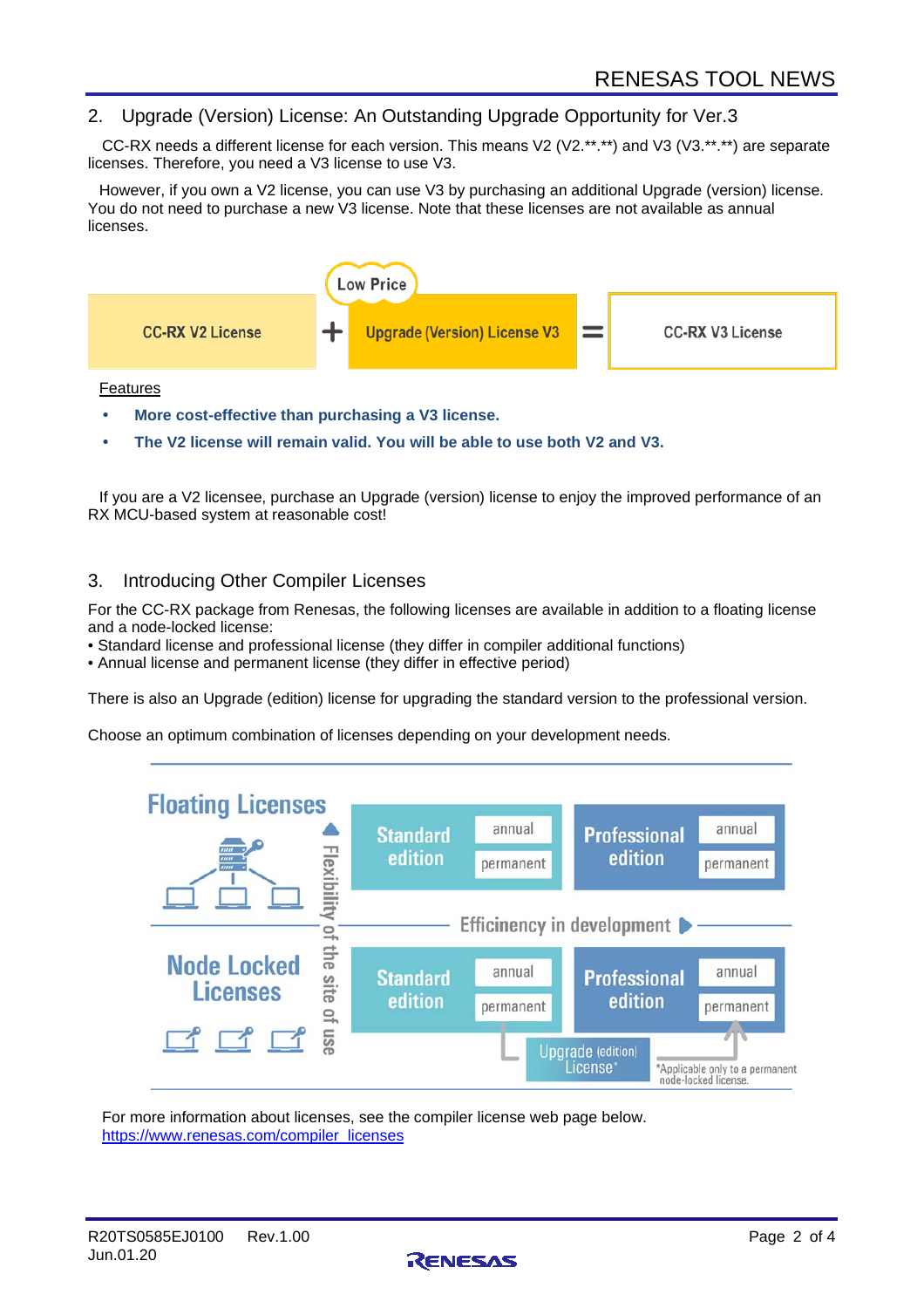## 2. Upgrade (Version) License: An Outstanding Upgrade Opportunity for Ver.3

CC-RX needs a different license for each version. This means V2 (V2.**.**) and V3 (V3.**.**) are separate licenses. Therefore, you need a V3 license to use V3.

However, if you own a V2 license, you can use V3 by purchasing an additional Upgrade (version) license. You do not need to purchase a new V3 license. Note that these licenses are not available as annual licenses.

CC-RX V2 License + Upgrade (Version) License V3 (Low Price) = CC-RX V3 License

Features

- **More cost-effective than purchasing a V3 license.**
- **The V2 license will remain valid. You will be able to use both V2 and V3.**

If you are a V2 licensee, purchase an Upgrade (version) license to enjoy the improved performance of an RX MCU-based system at reasonable cost!

## 3. Introducing Other Compiler Licenses

For the CC-RX package from Renesas, the following licenses are available in addition to a floating license and a node-locked license:

• Standard license and professional license (they differ in compiler additional functions)
• Annual license and permanent license (they differ in effective period)

There is also an Upgrade (edition) license for upgrading the standard version to the professional version.

Choose an optimum combination of licenses depending on your development needs.

| | Standard edition | Professional edition |
|---|---|---|
| Floating Licenses | annual / permanent | annual / permanent |
| Node Locked Licenses | annual / permanent | annual / permanent |

Vertical axis: Flexibility of the site of use. Horizontal axis: Efficiency in development.

Upgrade (edition) License* (Node Locked Standard edition → Professional edition)

*Applicable only to a permanent node-locked license.

For more information about licenses, see the compiler license web page below.
https://www.renesas.com/compiler_licenses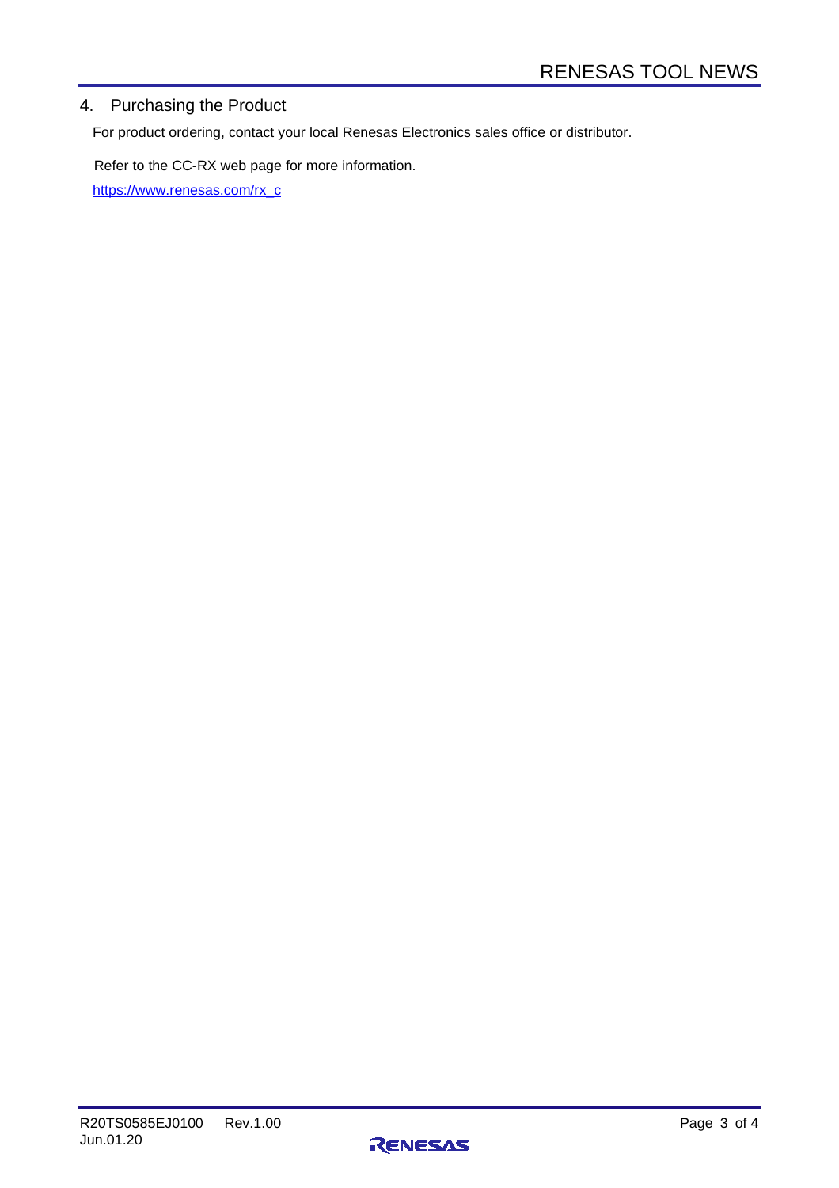## 4. Purchasing the Product

For product ordering, contact your local Renesas Electronics sales office or distributor.

Refer to the CC-RX web page for more information.

https://www.renesas.com/rx_c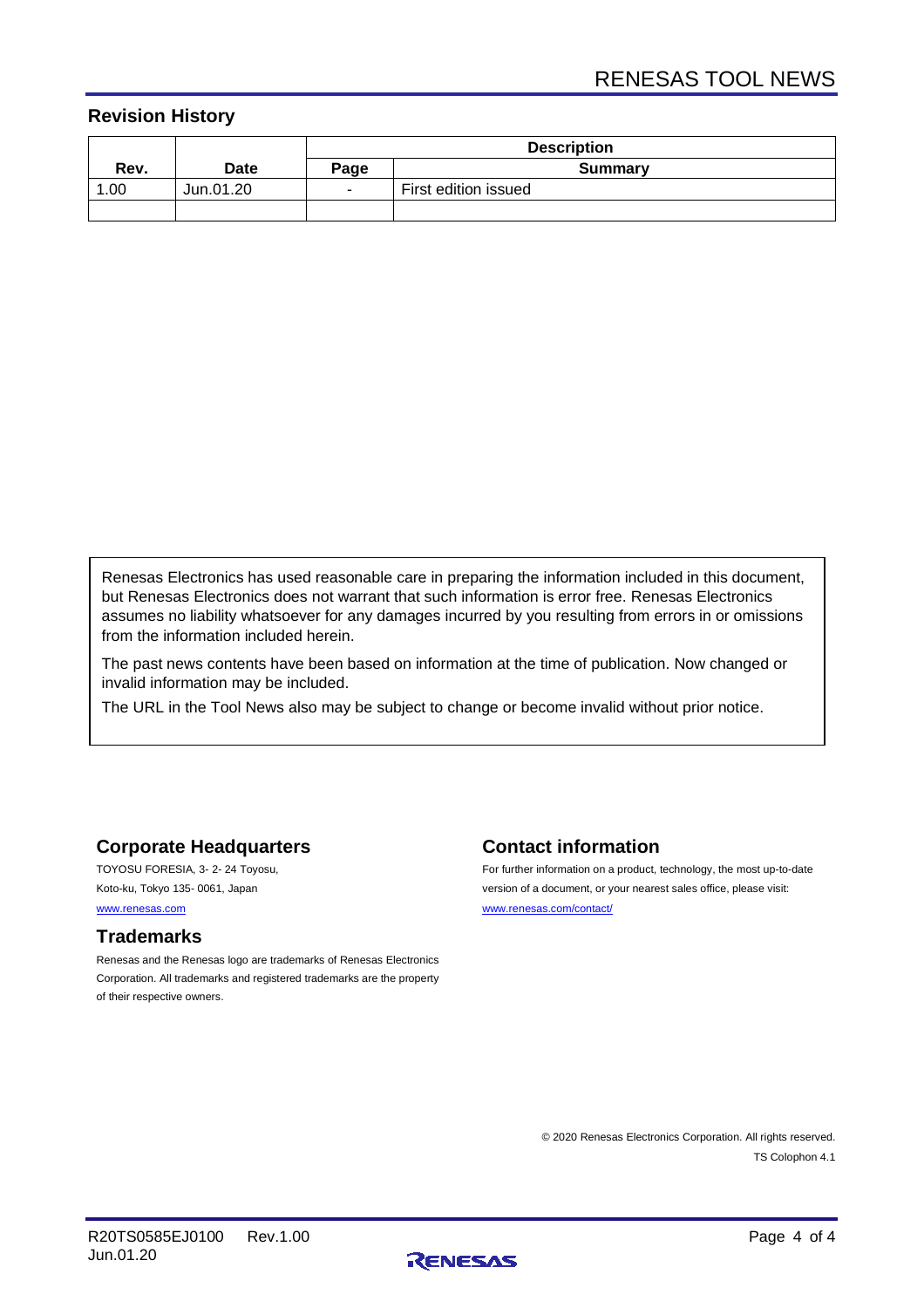## Revision History

| Rev. | Date | Description | |
|---|---|---|---|
| | | Page | Summary |
| 1.00 | Jun.01.20 | - | First edition issued |
| | | | |

Renesas Electronics has used reasonable care in preparing the information included in this document, but Renesas Electronics does not warrant that such information is error free. Renesas Electronics assumes no liability whatsoever for any damages incurred by you resulting from errors in or omissions from the information included herein.

The past news contents have been based on information at the time of publication. Now changed or invalid information may be included.

The URL in the Tool News also may be subject to change or become invalid without prior notice.

### Corporate Headquarters

TOYOSU FORESIA, 3- 2- 24 Toyosu,
Koto-ku, Tokyo 135- 0061, Japan
www.renesas.com

### Trademarks

Renesas and the Renesas logo are trademarks of Renesas Electronics Corporation. All trademarks and registered trademarks are the property of their respective owners.

### Contact information

For further information on a product, technology, the most up-to-date version of a document, or your nearest sales office, please visit:
www.renesas.com/contact/

© 2020 Renesas Electronics Corporation. All rights reserved.
TS Colophon 4.1